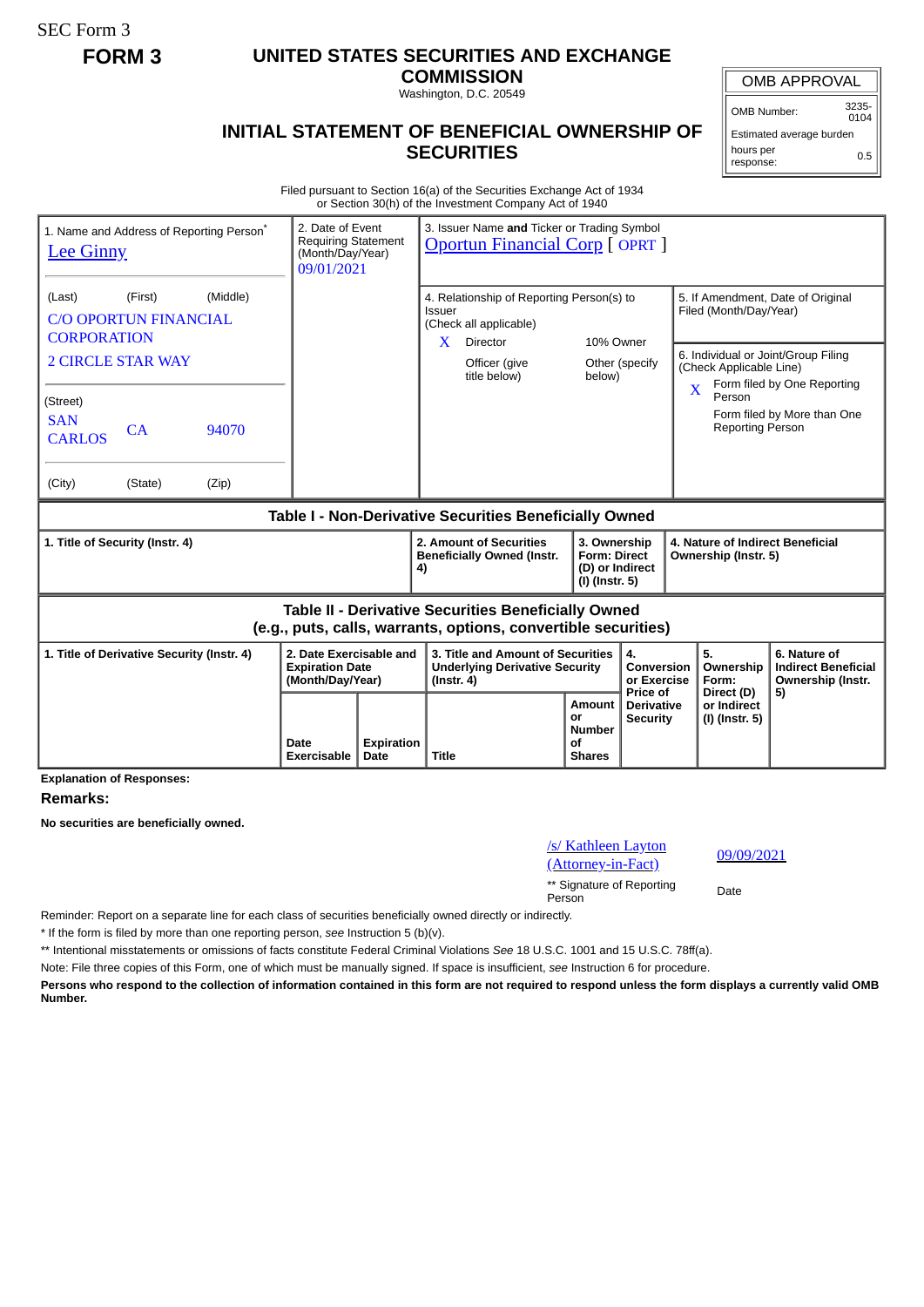SEC Form 3

**FORM 3**

# UNITED STATES SECURITIES AND EXCHANGE COMMISSION

Washington, D.C. 20549

## INITIAL STATEMENT OF BENEFICIAL OWNERSHIP OF SECURITIES

| OMB APPROVAL | |
|---|---|
| OMB Number: | 3235-0104 |
| Estimated average burden | |
| hours per response: | 0.5 |

Filed pursuant to Section 16(a) of the Securities Exchange Act of 1934
or Section 30(h) of the Investment Company Act of 1940

| 1. Name and Address of Reporting Person* | 2. Date of Event Requiring Statement (Month/Day/Year) | 3. Issuer Name **and** Ticker or Trading Symbol |
|---|---|---|
| Lee Ginny | 09/01/2021 | Oportun Financial Corp [ OPRT ] |
| (Last) (First) (Middle) | | 4. Relationship of Reporting Person(s) to Issuer (Check all applicable) |
| C/O OPORTUN FINANCIAL CORPORATION | | X Director; 10% Owner; Officer (give title below); Other (specify below) |
| 2 CIRCLE STAR WAY | | 5. If Amendment, Date of Original Filed (Month/Day/Year) |
| (Street) | | 6. Individual or Joint/Group Filing (Check Applicable Line) |
| SAN CARLOS CA 94070 | | X Form filed by One Reporting Person |
| (City) (State) (Zip) | | Form filed by More than One Reporting Person |

### Table I - Non-Derivative Securities Beneficially Owned

| 1. Title of Security (Instr. 4) | 2. Amount of Securities Beneficially Owned (Instr. 4) | 3. Ownership Form: Direct (D) or Indirect (I) (Instr. 5) | 4. Nature of Indirect Beneficial Ownership (Instr. 5) |
|---|---|---|---|

### Table II - Derivative Securities Beneficially Owned (e.g., puts, calls, warrants, options, convertible securities)

| 1. Title of Derivative Security (Instr. 4) | 2. Date Exercisable and Expiration Date (Month/Day/Year) | | 3. Title and Amount of Securities Underlying Derivative Security (Instr. 4) | | 4. Conversion or Exercise Price of Derivative Security | 5. Ownership Form: Direct (D) or Indirect (I) (Instr. 5) | 6. Nature of Indirect Beneficial Ownership (Instr. 5) |
|---|---|---|---|---|---|---|---|
| | Date Exercisable | Expiration Date | Title | Amount or Number of Shares | | | |

**Explanation of Responses:**

**Remarks:**

**No securities are beneficially owned.**

| /s/ Kathleen Layton (Attorney-in-Fact) | 09/09/2021 |
|---|---|
| ** Signature of Reporting Person | Date |

Reminder: Report on a separate line for each class of securities beneficially owned directly or indirectly.

\* If the form is filed by more than one reporting person, *see* Instruction 5 (b)(v).

\*\* Intentional misstatements or omissions of facts constitute Federal Criminal Violations *See* 18 U.S.C. 1001 and 15 U.S.C. 78ff(a).

Note: File three copies of this Form, one of which must be manually signed. If space is insufficient, *see* Instruction 6 for procedure.

**Persons who respond to the collection of information contained in this form are not required to respond unless the form displays a currently valid OMB Number.**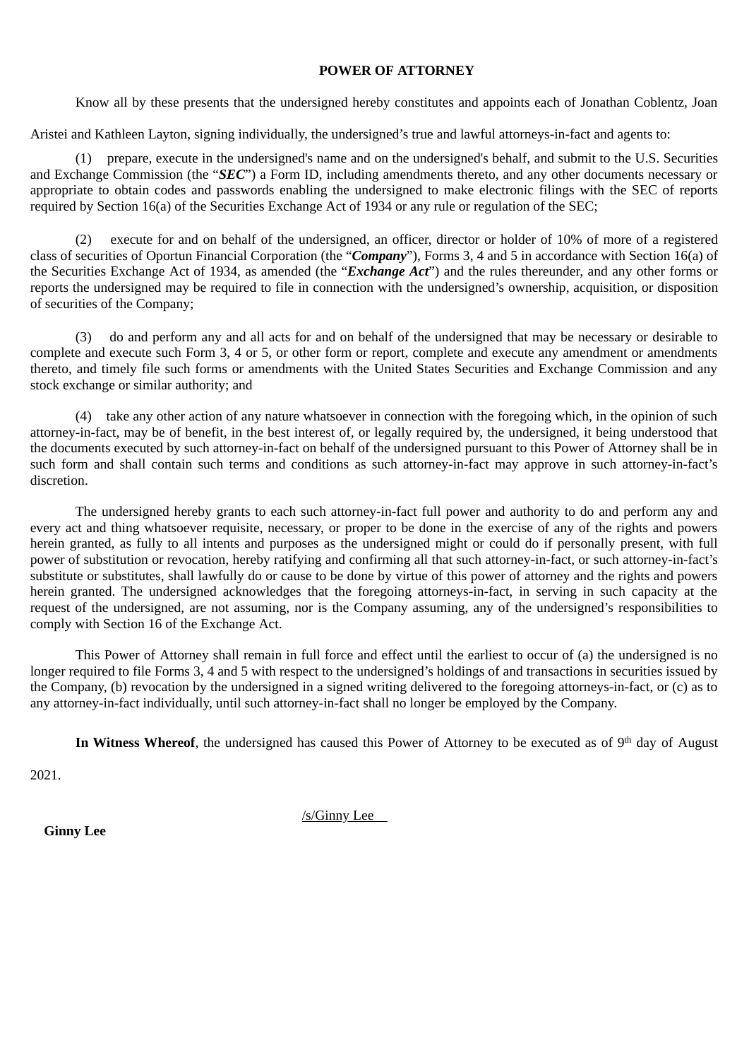**POWER OF ATTORNEY**

Know all by these presents that the undersigned hereby constitutes and appoints each of Jonathan Coblentz, Joan Aristei and Kathleen Layton, signing individually, the undersigned's true and lawful attorneys-in-fact and agents to:

(1) prepare, execute in the undersigned's name and on the undersigned's behalf, and submit to the U.S. Securities and Exchange Commission (the "***SEC***") a Form ID, including amendments thereto, and any other documents necessary or appropriate to obtain codes and passwords enabling the undersigned to make electronic filings with the SEC of reports required by Section 16(a) of the Securities Exchange Act of 1934 or any rule or regulation of the SEC;

(2) execute for and on behalf of the undersigned, an officer, director or holder of 10% of more of a registered class of securities of Oportun Financial Corporation (the "***Company***"), Forms 3, 4 and 5 in accordance with Section 16(a) of the Securities Exchange Act of 1934, as amended (the "***Exchange Act***") and the rules thereunder, and any other forms or reports the undersigned may be required to file in connection with the undersigned's ownership, acquisition, or disposition of securities of the Company;

(3) do and perform any and all acts for and on behalf of the undersigned that may be necessary or desirable to complete and execute such Form 3, 4 or 5, or other form or report, complete and execute any amendment or amendments thereto, and timely file such forms or amendments with the United States Securities and Exchange Commission and any stock exchange or similar authority; and

(4) take any other action of any nature whatsoever in connection with the foregoing which, in the opinion of such attorney-in-fact, may be of benefit, in the best interest of, or legally required by, the undersigned, it being understood that the documents executed by such attorney-in-fact on behalf of the undersigned pursuant to this Power of Attorney shall be in such form and shall contain such terms and conditions as such attorney-in-fact may approve in such attorney-in-fact's discretion.

The undersigned hereby grants to each such attorney-in-fact full power and authority to do and perform any and every act and thing whatsoever requisite, necessary, or proper to be done in the exercise of any of the rights and powers herein granted, as fully to all intents and purposes as the undersigned might or could do if personally present, with full power of substitution or revocation, hereby ratifying and confirming all that such attorney-in-fact, or such attorney-in-fact's substitute or substitutes, shall lawfully do or cause to be done by virtue of this power of attorney and the rights and powers herein granted. The undersigned acknowledges that the foregoing attorneys-in-fact, in serving in such capacity at the request of the undersigned, are not assuming, nor is the Company assuming, any of the undersigned's responsibilities to comply with Section 16 of the Exchange Act.

This Power of Attorney shall remain in full force and effect until the earliest to occur of (a) the undersigned is no longer required to file Forms 3, 4 and 5 with respect to the undersigned's holdings of and transactions in securities issued by the Company, (b) revocation by the undersigned in a signed writing delivered to the foregoing attorneys-in-fact, or (c) as to any attorney-in-fact individually, until such attorney-in-fact shall no longer be employed by the Company.

**In Witness Whereof**, the undersigned has caused this Power of Attorney to be executed as of 9th day of August 2021.

/s/Ginny Lee

**Ginny Lee**